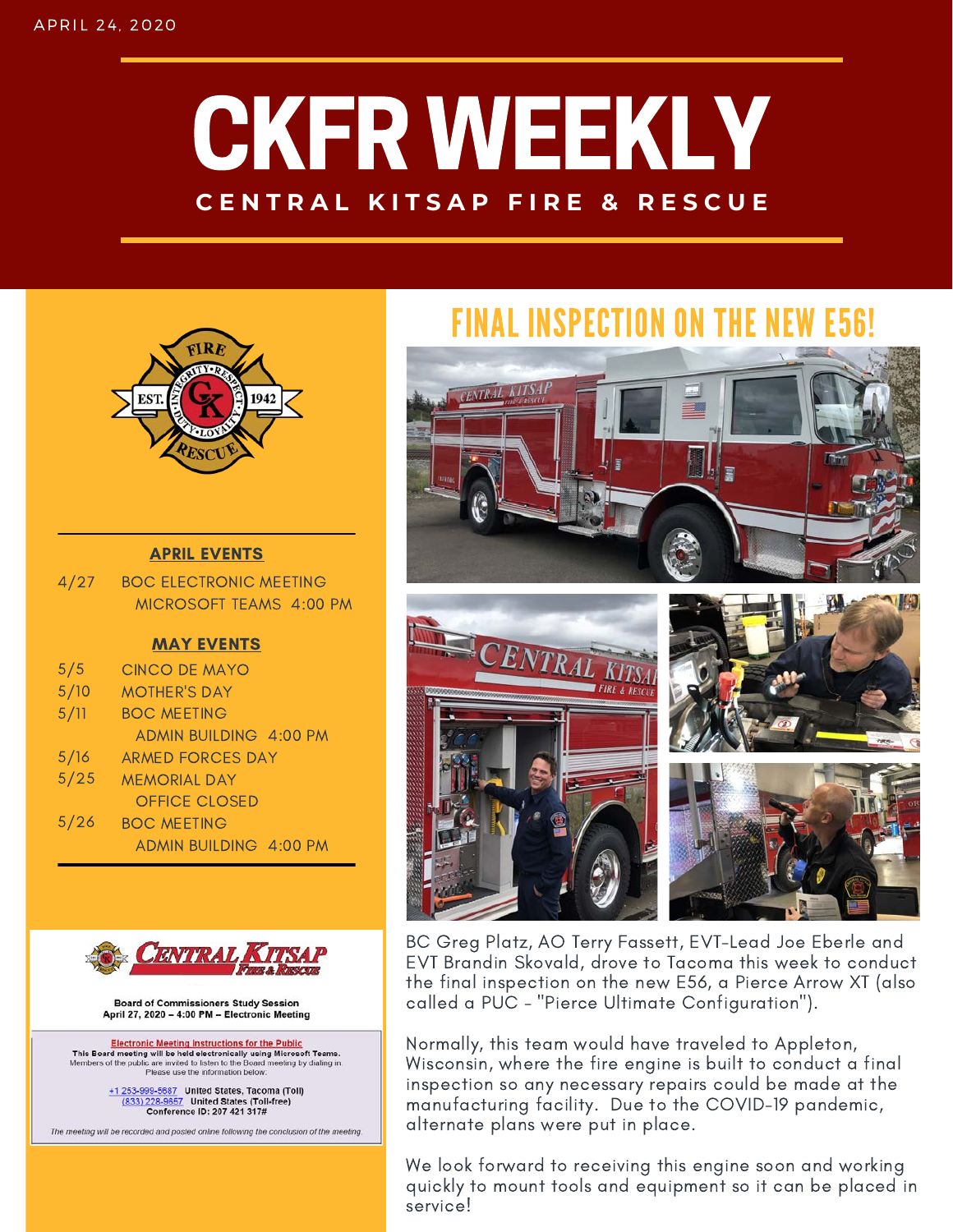APRIL 24, 2020

# CKFR WEEKLY

## CENTRAL KITSAP FIRE & RESCUE

### APRIL EVENTS

4/27 BOC ELECTRONIC MEETING
MICROSOFT TEAMS 4:00 PM

### MAY EVENTS

5/5 CINCO DE MAYO
5/10 MOTHER'S DAY
5/11 BOC MEETING
ADMIN BUILDING 4:00 PM
5/16 ARMED FORCES DAY
5/25 MEMORIAL DAY
OFFICE CLOSED
5/26 BOC MEETING
ADMIN BUILDING 4:00 PM

CENTRAL KITSAP FIRE & RESCUE

**Board of Commissioners Study Session**
**April 27, 2020 – 4:00 PM – Electronic Meeting**

**Electronic Meeting Instructions for the Public**
**This Board meeting will be held electronically using Microsoft Teams.**
Members of the public are invited to listen to the Board meeting by dialing in.
Please use the information below:

+1 253-999-5687 **United States, Tacoma (Toll)**
(833) 228-9657 **United States (Toll-free)**
**Conference ID: 207 421 317#**

*The meeting will be recorded and posted online following the conclusion of the meeting.*

## FINAL INSPECTION ON THE NEW E56!

BC Greg Platz, AO Terry Fassett, EVT-Lead Joe Eberle and EVT Brandin Skovald, drove to Tacoma this week to conduct the final inspection on the new E56, a Pierce Arrow XT (also called a PUC - "Pierce Ultimate Configuration").

Normally, this team would have traveled to Appleton, Wisconsin, where the fire engine is built to conduct a final inspection so any necessary repairs could be made at the manufacturing facility. Due to the COVID-19 pandemic, alternate plans were put in place.

We look forward to receiving this engine soon and working quickly to mount tools and equipment so it can be placed in service!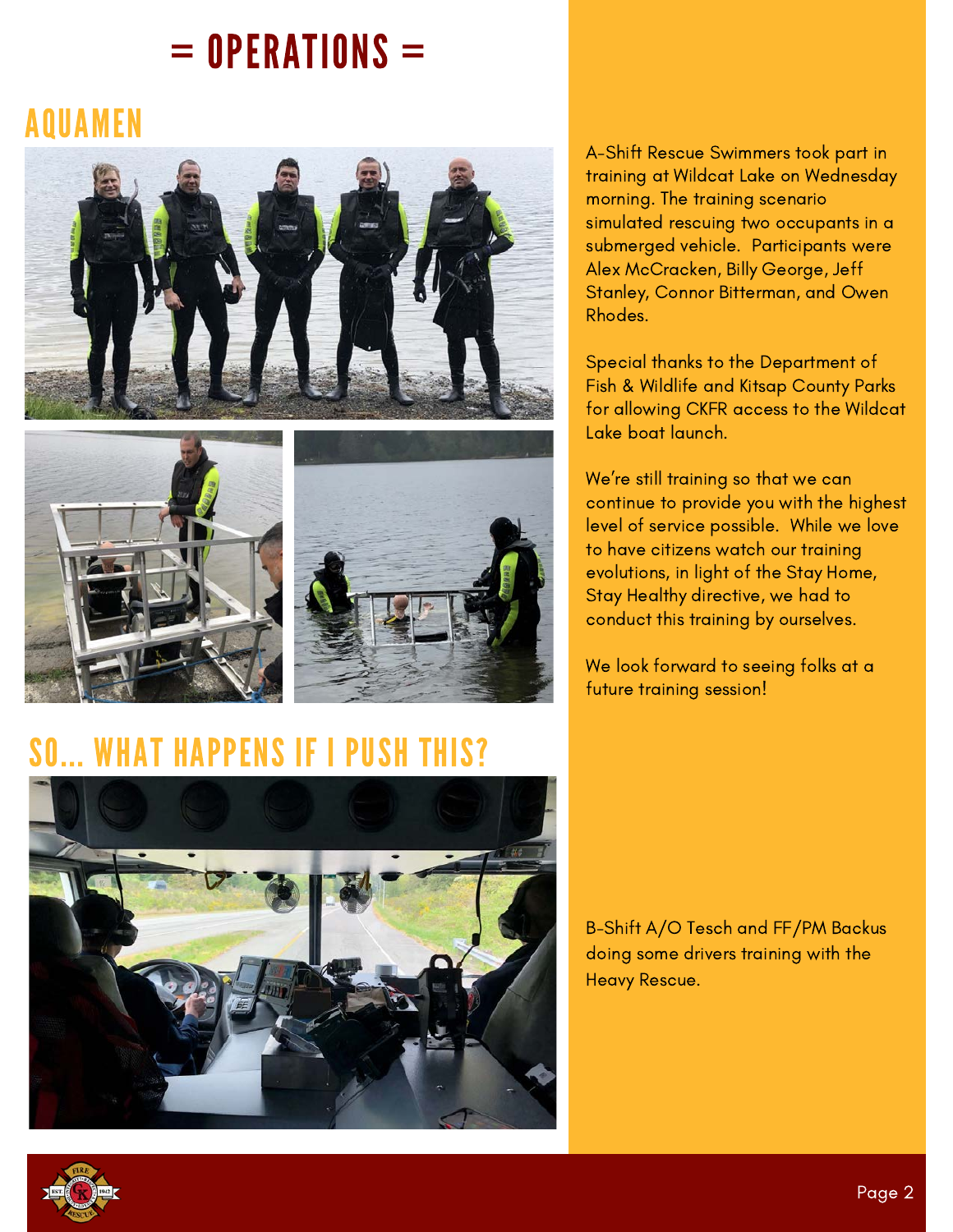# = OPERATIONS =

## AQUAMEN

A-Shift Rescue Swimmers took part in training at Wildcat Lake on Wednesday morning. The training scenario simulated rescuing two occupants in a submerged vehicle. Participants were Alex McCracken, Billy George, Jeff Stanley, Connor Bitterman, and Owen Rhodes.

Special thanks to the Department of Fish & Wildlife and Kitsap County Parks for allowing CKFR access to the Wildcat Lake boat launch.

We're still training so that we can continue to provide you with the highest level of service possible. While we love to have citizens watch our training evolutions, in light of the Stay Home, Stay Healthy directive, we had to conduct this training by ourselves.

We look forward to seeing folks at a future training session!

## SO... WHAT HAPPENS IF I PUSH THIS?

B-Shift A/O Tesch and FF/PM Backus doing some drivers training with the Heavy Rescue.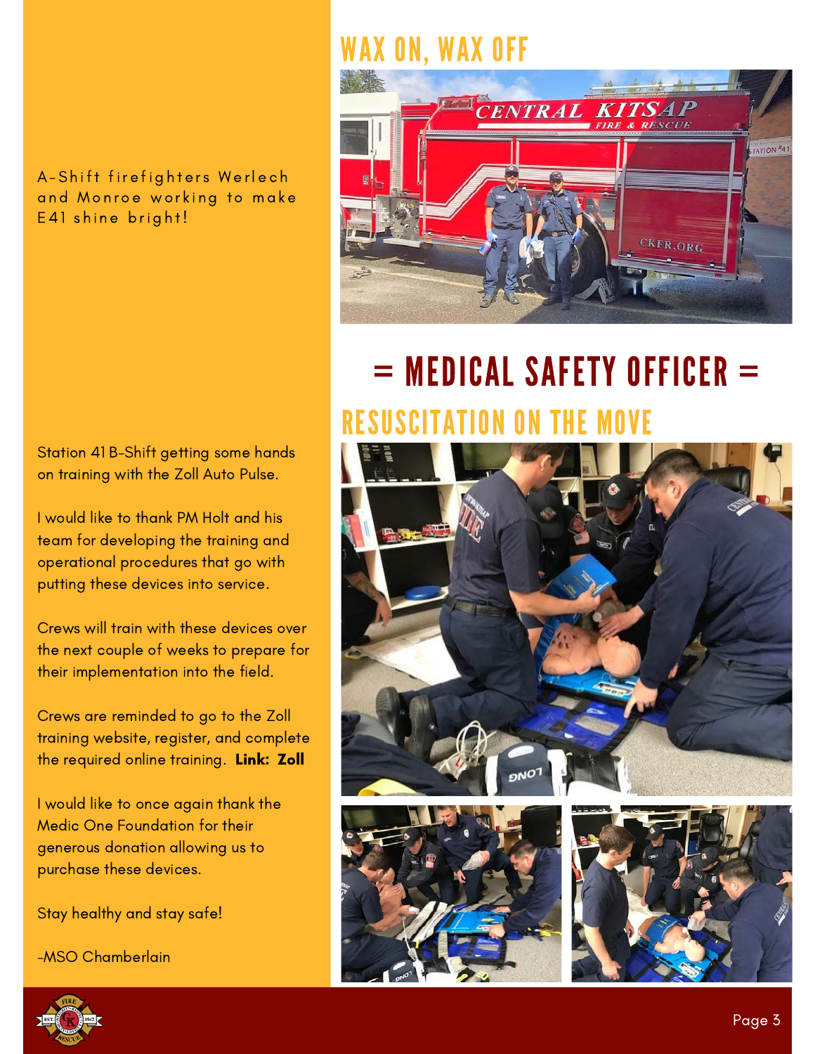## WAX ON, WAX OFF

A-Shift firefighters Werlech and Monroe working to make E41 shine bright!

# = MEDICAL SAFETY OFFICER =

## RESUSCITATION ON THE MOVE

Station 41 B-Shift getting some hands on training with the Zoll Auto Pulse.

I would like to thank PM Holt and his team for developing the training and operational procedures that go with putting these devices into service.

Crews will train with these devices over the next couple of weeks to prepare for their implementation into the field.

Crews are reminded to go to the Zoll training website, register, and complete the required online training. **Link: Zoll**

I would like to once again thank the Medic One Foundation for their generous donation allowing us to purchase these devices.

Stay healthy and stay safe!

-MSO Chamberlain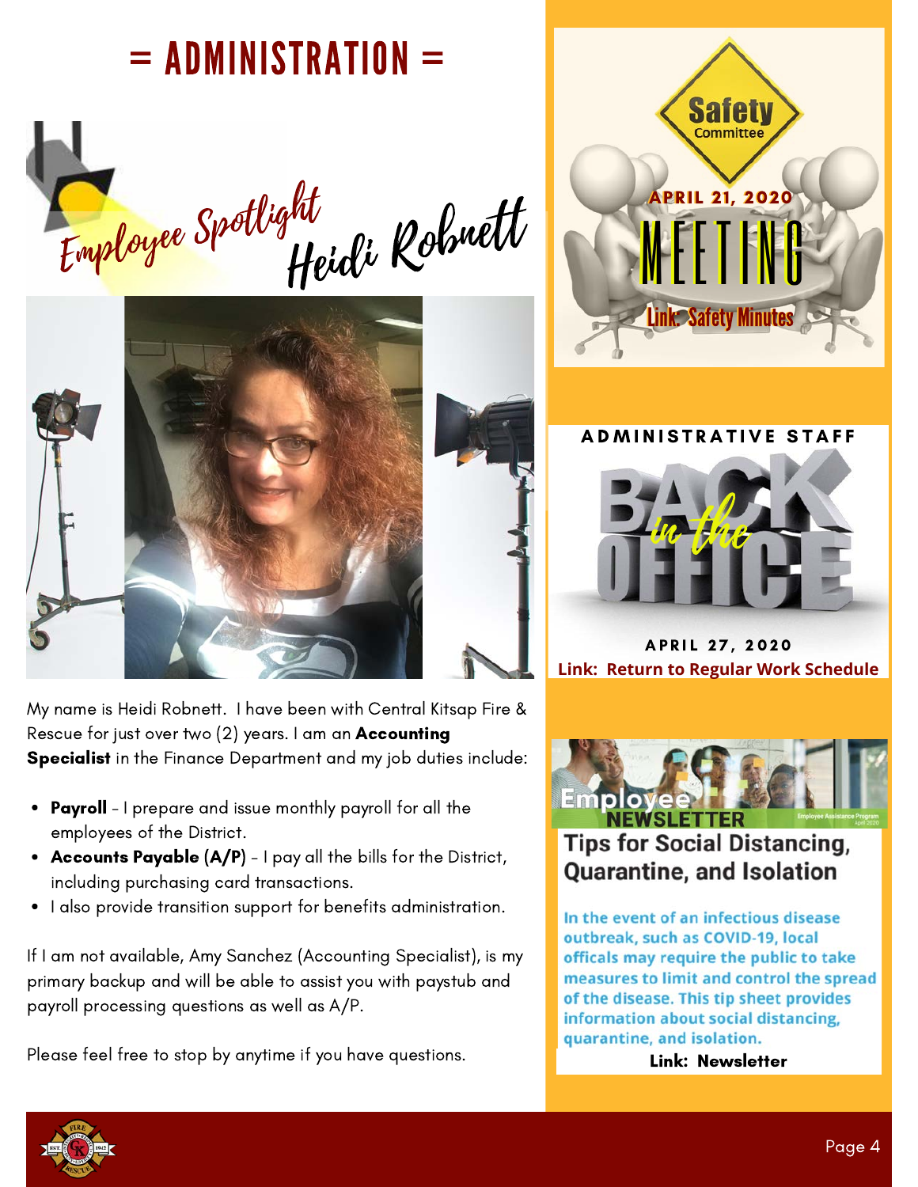# = ADMINISTRATION =

## Employee Spotlight Heidi Robnett

My name is Heidi Robnett. I have been with Central Kitsap Fire & Rescue for just over two (2) years. I am an **Accounting Specialist** in the Finance Department and my job duties include:

- **Payroll** – I prepare and issue monthly payroll for all the employees of the District.
- **Accounts Payable (A/P)** – I pay all the bills for the District, including purchasing card transactions.
- I also provide transition support for benefits administration.

If I am not available, Amy Sanchez (Accounting Specialist), is my primary backup and will be able to assist you with paystub and payroll processing questions as well as A/P.

Please feel free to stop by anytime if you have questions.

Safety Committee

APRIL 21, 2020

MEETING

Link: Safety Minutes

ADMINISTRATIVE STAFF

BACK in the OFFICE

APRIL 27, 2020

**Link: Return to Regular Work Schedule**

Employee NEWSLETTER

Employee Assistance Program April 2020

**Tips for Social Distancing, Quarantine, and Isolation**

In the event of an infectious disease outbreak, such as COVID-19, local officals may require the public to take measures to limit and control the spread of the disease. This tip sheet provides information about social distancing, quarantine, and isolation.

**Link: Newsletter**